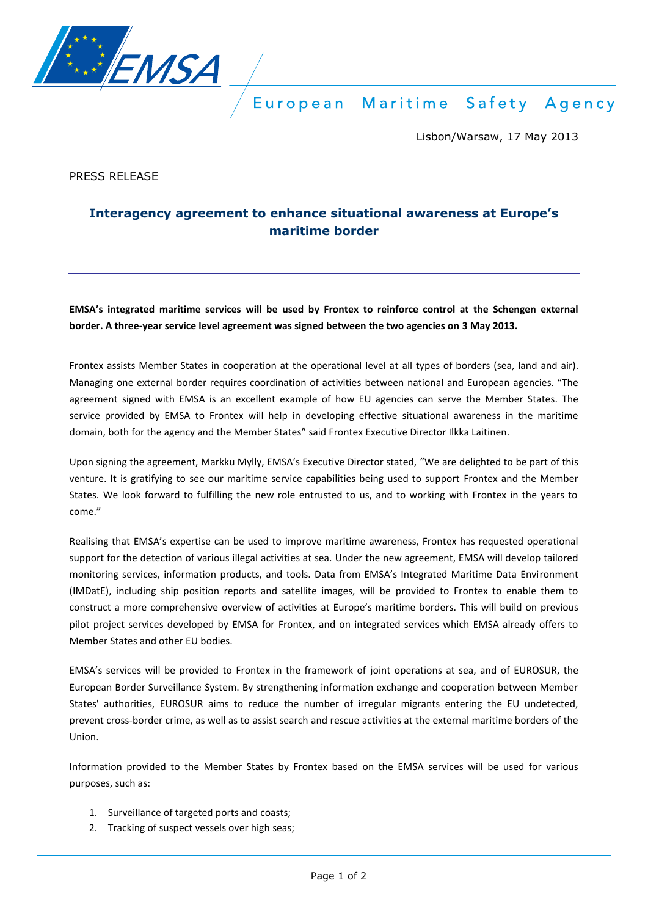European Maritime Safety Agency

Lisbon/Warsaw, 17 May 2013

PRESS RELEASE

# Interagency agreement to enhance situational awareness at Europe's maritime border

**EMSA's integrated maritime services will be used by Frontex to reinforce control at the Schengen external border. A three-year service level agreement was signed between the two agencies on 3 May 2013.**

Frontex assists Member States in cooperation at the operational level at all types of borders (sea, land and air). Managing one external border requires coordination of activities between national and European agencies. "The agreement signed with EMSA is an excellent example of how EU agencies can serve the Member States. The service provided by EMSA to Frontex will help in developing effective situational awareness in the maritime domain, both for the agency and the Member States" said Frontex Executive Director Ilkka Laitinen.

Upon signing the agreement, Markku Mylly, EMSA's Executive Director stated, "We are delighted to be part of this venture. It is gratifying to see our maritime service capabilities being used to support Frontex and the Member States. We look forward to fulfilling the new role entrusted to us, and to working with Frontex in the years to come."

Realising that EMSA's expertise can be used to improve maritime awareness, Frontex has requested operational support for the detection of various illegal activities at sea. Under the new agreement, EMSA will develop tailored monitoring services, information products, and tools. Data from EMSA's Integrated Maritime Data Environment (IMDatE), including ship position reports and satellite images, will be provided to Frontex to enable them to construct a more comprehensive overview of activities at Europe's maritime borders. This will build on previous pilot project services developed by EMSA for Frontex, and on integrated services which EMSA already offers to Member States and other EU bodies.

EMSA's services will be provided to Frontex in the framework of joint operations at sea, and of EUROSUR, the European Border Surveillance System. By strengthening information exchange and cooperation between Member States' authorities, EUROSUR aims to reduce the number of irregular migrants entering the EU undetected, prevent cross-border crime, as well as to assist search and rescue activities at the external maritime borders of the Union.

Information provided to the Member States by Frontex based on the EMSA services will be used for various purposes, such as:

1. Surveillance of targeted ports and coasts;
2. Tracking of suspect vessels over high seas;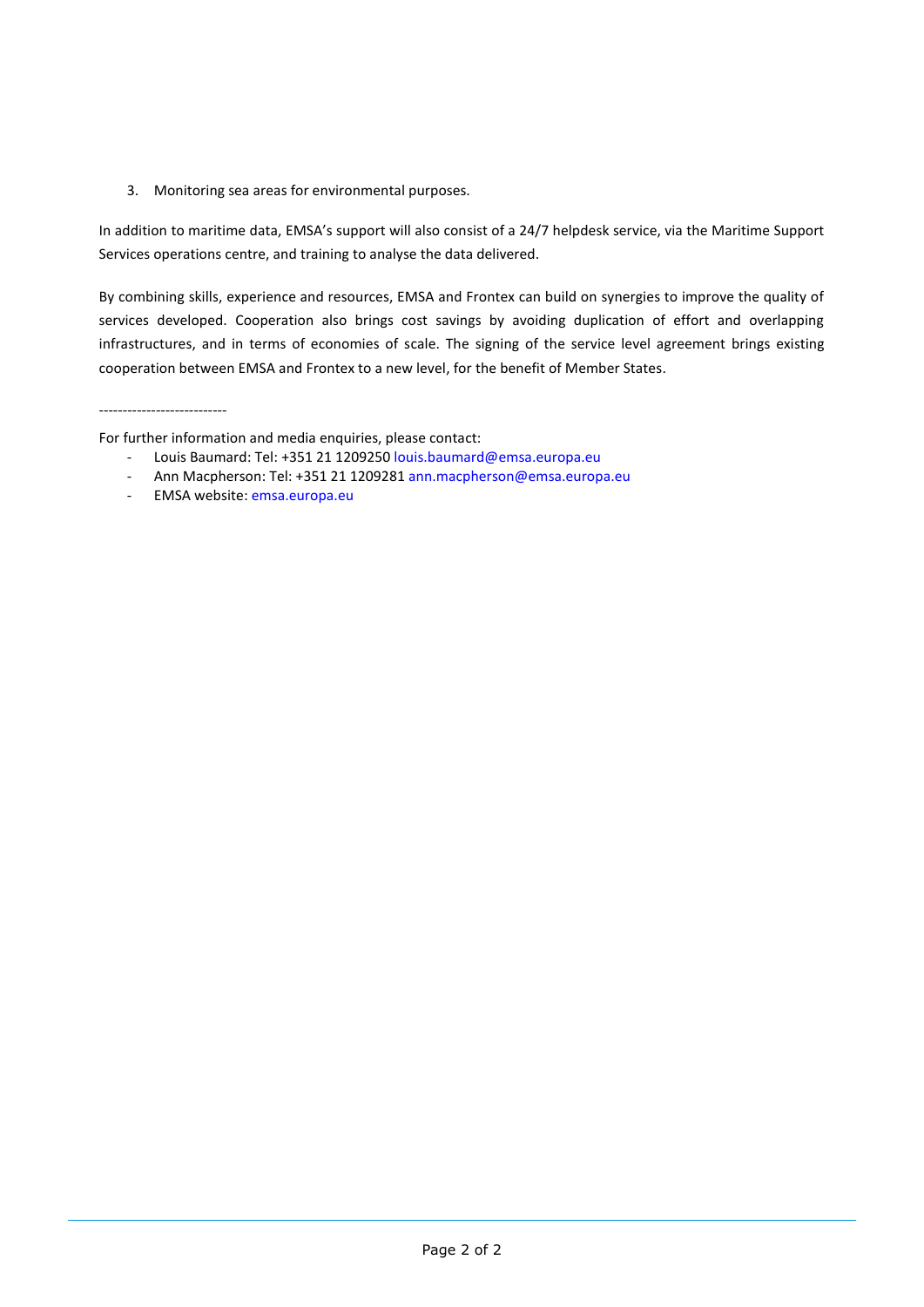3. Monitoring sea areas for environmental purposes.

In addition to maritime data, EMSA's support will also consist of a 24/7 helpdesk service, via the Maritime Support Services operations centre, and training to analyse the data delivered.

By combining skills, experience and resources, EMSA and Frontex can build on synergies to improve the quality of services developed. Cooperation also brings cost savings by avoiding duplication of effort and overlapping infrastructures, and in terms of economies of scale. The signing of the service level agreement brings existing cooperation between EMSA and Frontex to a new level, for the benefit of Member States.

---------------------------

For further information and media enquiries, please contact:

- Louis Baumard: Tel: +351 21 1209250 louis.baumard@emsa.europa.eu
- Ann Macpherson: Tel: +351 21 1209281 ann.macpherson@emsa.europa.eu
- EMSA website: emsa.europa.eu